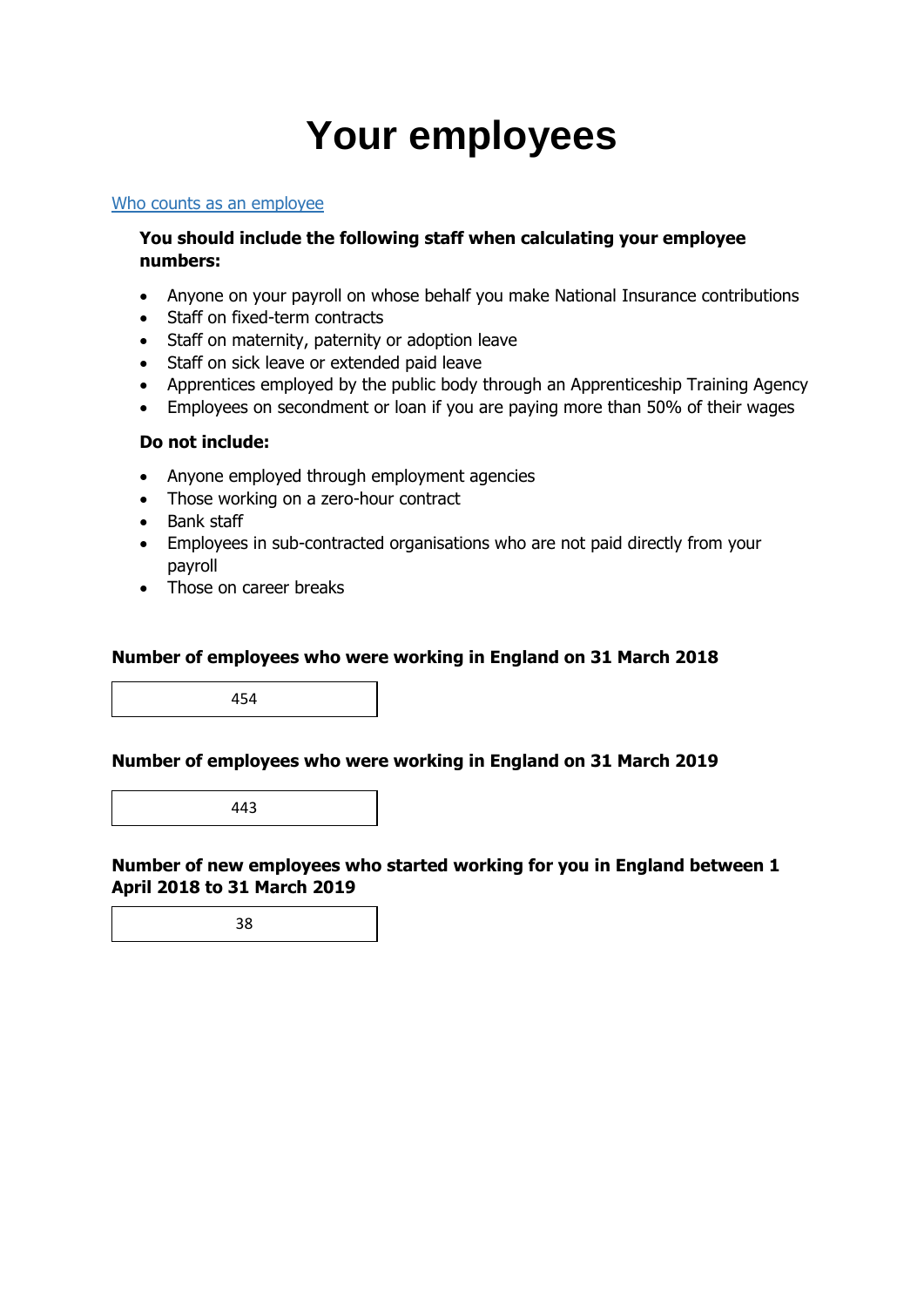# Your employees

[Who counts as an employee]

**You should include the following staff when calculating your employee numbers:**

- Anyone on your payroll on whose behalf you make National Insurance contributions
- Staff on fixed-term contracts
- Staff on maternity, paternity or adoption leave
- Staff on sick leave or extended paid leave
- Apprentices employed by the public body through an Apprenticeship Training Agency
- Employees on secondment or loan if you are paying more than 50% of their wages

**Do not include:**

- Anyone employed through employment agencies
- Those working on a zero-hour contract
- Bank staff
- Employees in sub-contracted organisations who are not paid directly from your payroll
- Those on career breaks

**Number of employees who were working in England on 31 March 2018**

454

**Number of employees who were working in England on 31 March 2019**

443

**Number of new employees who started working for you in England between 1 April 2018 to 31 March 2019**

38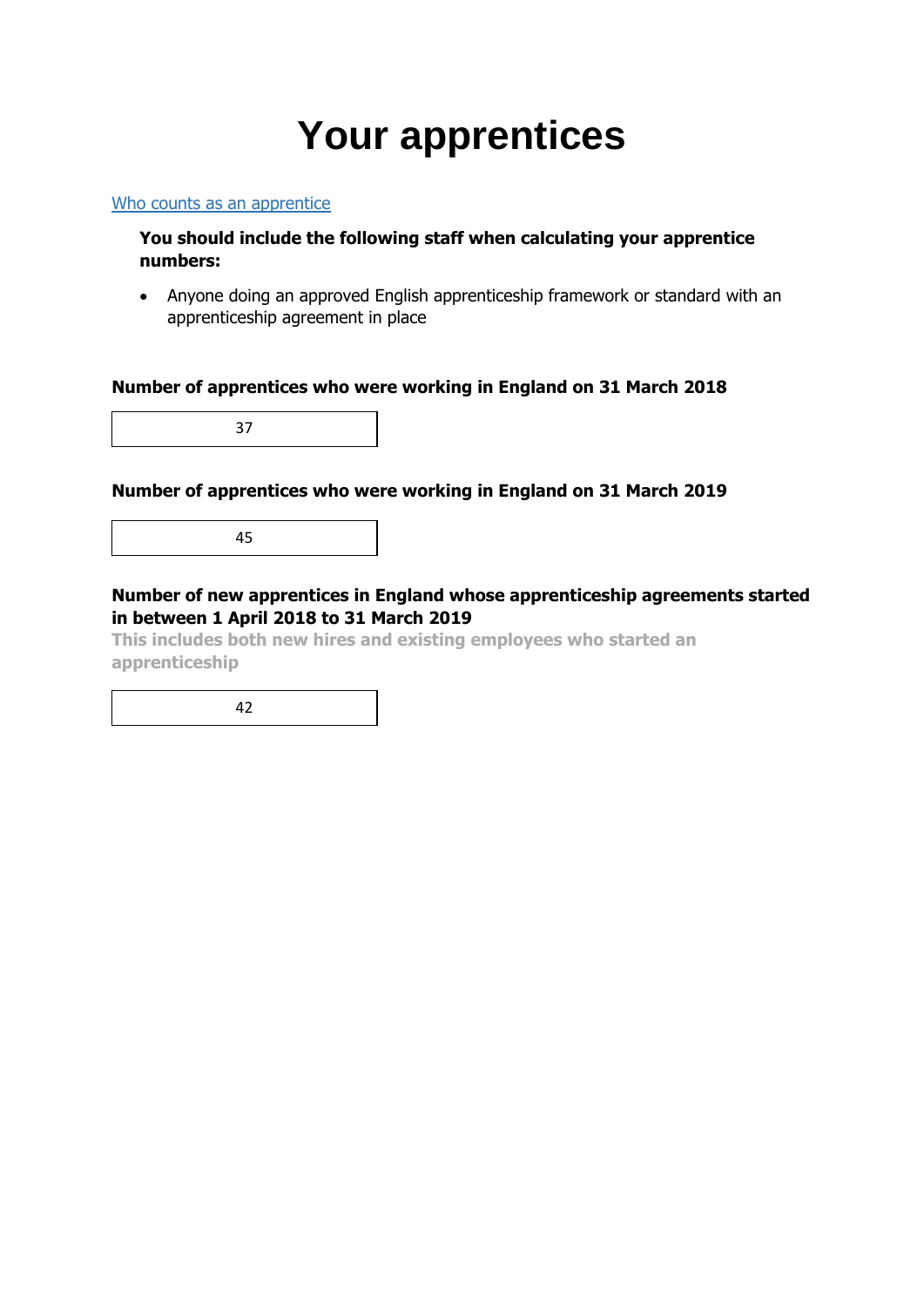# Your apprentices

Who counts as an apprentice

**You should include the following staff when calculating your apprentice numbers:**

- Anyone doing an approved English apprenticeship framework or standard with an apprenticeship agreement in place

**Number of apprentices who were working in England on 31 March 2018**

37

**Number of apprentices who were working in England on 31 March 2019**

45

**Number of new apprentices in England whose apprenticeship agreements started in between 1 April 2018 to 31 March 2019**

**This includes both new hires and existing employees who started an apprenticeship**

42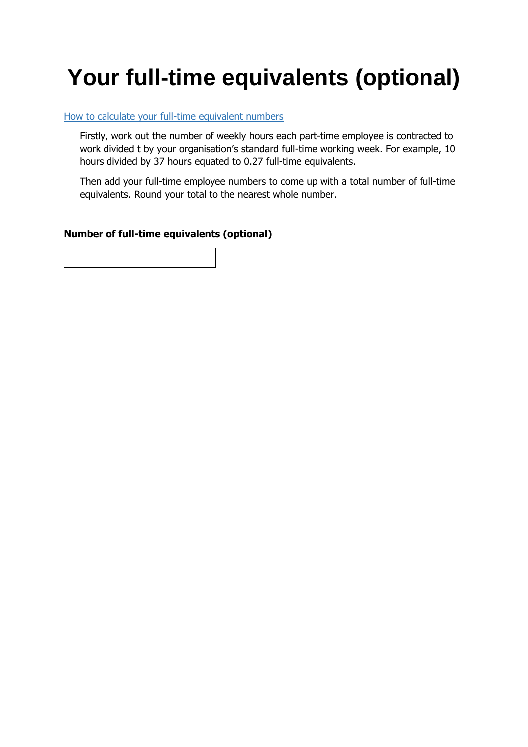# Your full-time equivalents (optional)

How to calculate your full-time equivalent numbers

Firstly, work out the number of weekly hours each part-time employee is contracted to work divided t by your organisation's standard full-time working week. For example, 10 hours divided by 37 hours equated to 0.27 full-time equivalents.

Then add your full-time employee numbers to come up with a total number of full-time equivalents. Round your total to the nearest whole number.

**Number of full-time equivalents (optional)**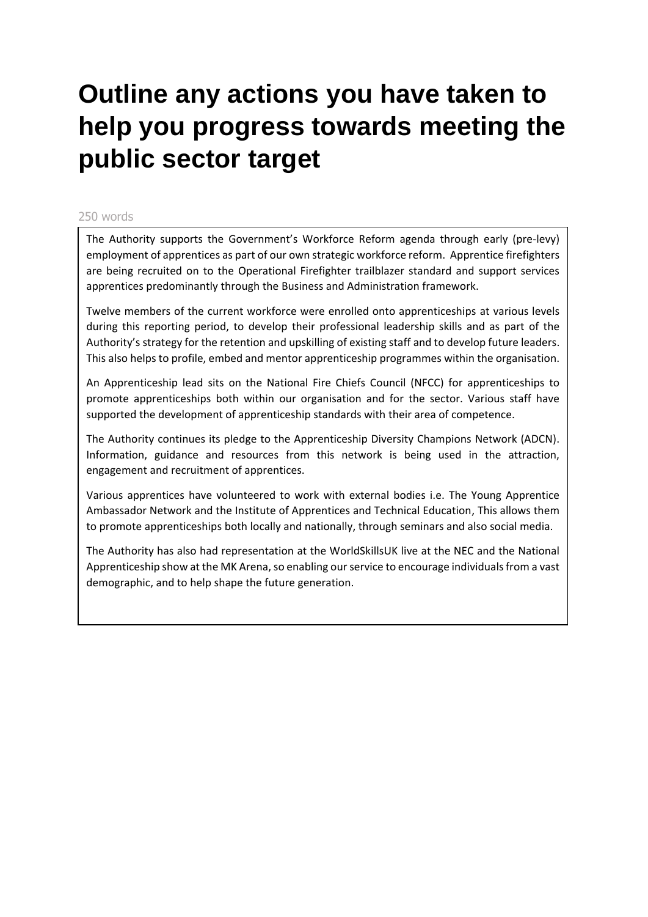# Outline any actions you have taken to help you progress towards meeting the public sector target

250 words

The Authority supports the Government's Workforce Reform agenda through early (pre-levy) employment of apprentices as part of our own strategic workforce reform. Apprentice firefighters are being recruited on to the Operational Firefighter trailblazer standard and support services apprentices predominantly through the Business and Administration framework.

Twelve members of the current workforce were enrolled onto apprenticeships at various levels during this reporting period, to develop their professional leadership skills and as part of the Authority's strategy for the retention and upskilling of existing staff and to develop future leaders. This also helps to profile, embed and mentor apprenticeship programmes within the organisation.

An Apprenticeship lead sits on the National Fire Chiefs Council (NFCC) for apprenticeships to promote apprenticeships both within our organisation and for the sector. Various staff have supported the development of apprenticeship standards with their area of competence.

The Authority continues its pledge to the Apprenticeship Diversity Champions Network (ADCN). Information, guidance and resources from this network is being used in the attraction, engagement and recruitment of apprentices.

Various apprentices have volunteered to work with external bodies i.e. The Young Apprentice Ambassador Network and the Institute of Apprentices and Technical Education, This allows them to promote apprenticeships both locally and nationally, through seminars and also social media.

The Authority has also had representation at the WorldSkillsUK live at the NEC and the National Apprenticeship show at the MK Arena, so enabling our service to encourage individuals from a vast demographic, and to help shape the future generation.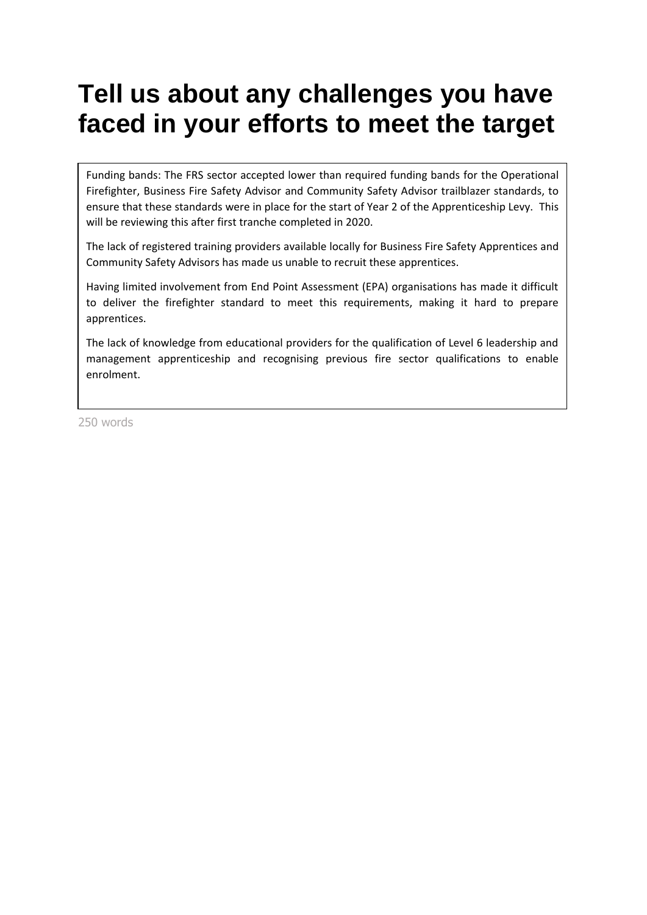# Tell us about any challenges you have faced in your efforts to meet the target

Funding bands: The FRS sector accepted lower than required funding bands for the Operational Firefighter, Business Fire Safety Advisor and Community Safety Advisor trailblazer standards, to ensure that these standards were in place for the start of Year 2 of the Apprenticeship Levy. This will be reviewing this after first tranche completed in 2020.

The lack of registered training providers available locally for Business Fire Safety Apprentices and Community Safety Advisors has made us unable to recruit these apprentices.

Having limited involvement from End Point Assessment (EPA) organisations has made it difficult to deliver the firefighter standard to meet this requirements, making it hard to prepare apprentices.

The lack of knowledge from educational providers for the qualification of Level 6 leadership and management apprenticeship and recognising previous fire sector qualifications to enable enrolment.

250 words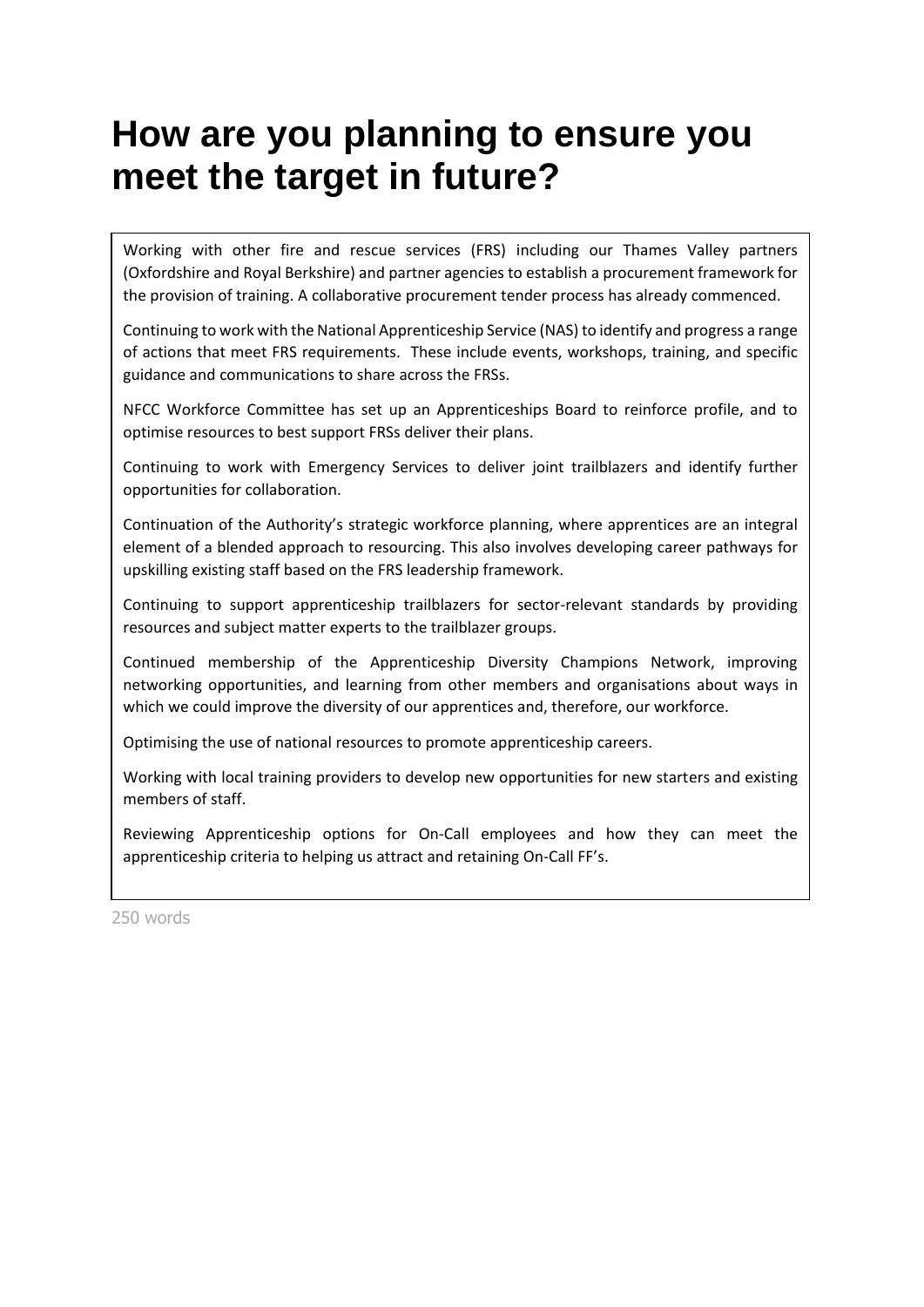# How are you planning to ensure you meet the target in future?

Working with other fire and rescue services (FRS) including our Thames Valley partners (Oxfordshire and Royal Berkshire) and partner agencies to establish a procurement framework for the provision of training. A collaborative procurement tender process has already commenced.

Continuing to work with the National Apprenticeship Service (NAS) to identify and progress a range of actions that meet FRS requirements. These include events, workshops, training, and specific guidance and communications to share across the FRSs.

NFCC Workforce Committee has set up an Apprenticeships Board to reinforce profile, and to optimise resources to best support FRSs deliver their plans.

Continuing to work with Emergency Services to deliver joint trailblazers and identify further opportunities for collaboration.

Continuation of the Authority's strategic workforce planning, where apprentices are an integral element of a blended approach to resourcing. This also involves developing career pathways for upskilling existing staff based on the FRS leadership framework.

Continuing to support apprenticeship trailblazers for sector-relevant standards by providing resources and subject matter experts to the trailblazer groups.

Continued membership of the Apprenticeship Diversity Champions Network, improving networking opportunities, and learning from other members and organisations about ways in which we could improve the diversity of our apprentices and, therefore, our workforce.

Optimising the use of national resources to promote apprenticeship careers.

Working with local training providers to develop new opportunities for new starters and existing members of staff.

Reviewing Apprenticeship options for On-Call employees and how they can meet the apprenticeship criteria to helping us attract and retaining On-Call FF's.

250 words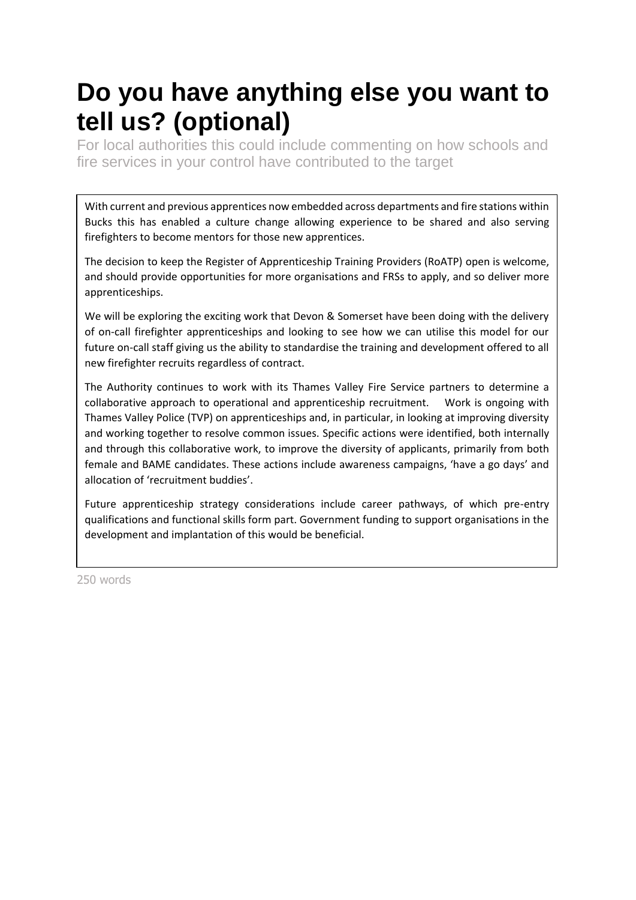# Do you have anything else you want to tell us? (optional)

For local authorities this could include commenting on how schools and fire services in your control have contributed to the target

With current and previous apprentices now embedded across departments and fire stations within Bucks this has enabled a culture change allowing experience to be shared and also serving firefighters to become mentors for those new apprentices.

The decision to keep the Register of Apprenticeship Training Providers (RoATP) open is welcome, and should provide opportunities for more organisations and FRSs to apply, and so deliver more apprenticeships.

We will be exploring the exciting work that Devon & Somerset have been doing with the delivery of on-call firefighter apprenticeships and looking to see how we can utilise this model for our future on-call staff giving us the ability to standardise the training and development offered to all new firefighter recruits regardless of contract.

The Authority continues to work with its Thames Valley Fire Service partners to determine a collaborative approach to operational and apprenticeship recruitment. Work is ongoing with Thames Valley Police (TVP) on apprenticeships and, in particular, in looking at improving diversity and working together to resolve common issues. Specific actions were identified, both internally and through this collaborative work, to improve the diversity of applicants, primarily from both female and BAME candidates. These actions include awareness campaigns, 'have a go days' and allocation of 'recruitment buddies'.

Future apprenticeship strategy considerations include career pathways, of which pre-entry qualifications and functional skills form part. Government funding to support organisations in the development and implantation of this would be beneficial.

250 words